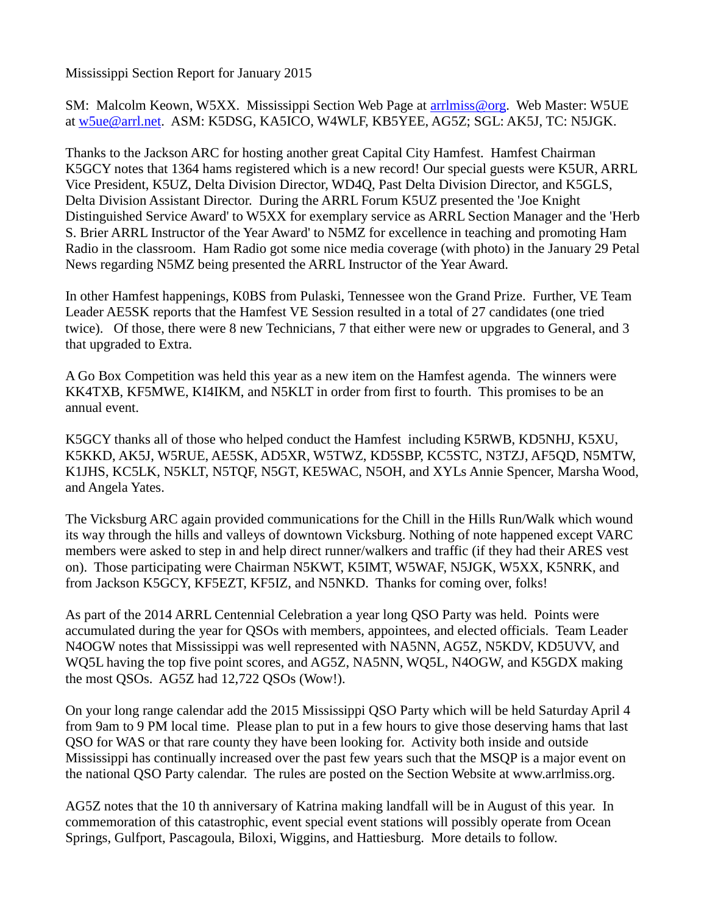Mississippi Section Report for January 2015

SM: Malcolm Keown, W5XX. Mississippi Section Web Page at arrlmiss@org. Web Master: W5UE at w5ue@arrl.net. ASM: K5DSG, KA5ICO, W4WLF, KB5YEE, AG5Z; SGL: AK5J, TC: N5JGK.

Thanks to the Jackson ARC for hosting another great Capital City Hamfest. Hamfest Chairman K5GCY notes that 1364 hams registered which is a new record! Our special guests were K5UR, ARRL Vice President, K5UZ, Delta Division Director, WD4Q, Past Delta Division Director, and K5GLS, Delta Division Assistant Director. During the ARRL Forum K5UZ presented the 'Joe Knight Distinguished Service Award' to W5XX for exemplary service as ARRL Section Manager and the 'Herb S. Brier ARRL Instructor of the Year Award' to N5MZ for excellence in teaching and promoting Ham Radio in the classroom. Ham Radio got some nice media coverage (with photo) in the January 29 Petal News regarding N5MZ being presented the ARRL Instructor of the Year Award.

In other Hamfest happenings, K0BS from Pulaski, Tennessee won the Grand Prize. Further, VE Team Leader AE5SK reports that the Hamfest VE Session resulted in a total of 27 candidates (one tried twice). Of those, there were 8 new Technicians, 7 that either were new or upgrades to General, and 3 that upgraded to Extra.

A Go Box Competition was held this year as a new item on the Hamfest agenda. The winners were KK4TXB, KF5MWE, KI4IKM, and N5KLT in order from first to fourth. This promises to be an annual event.

K5GCY thanks all of those who helped conduct the Hamfest including K5RWB, KD5NHJ, K5XU, K5KKD, AK5J, W5RUE, AE5SK, AD5XR, W5TWZ, KD5SBP, KC5STC, N3TZJ, AF5QD, N5MTW, K1JHS, KC5LK, N5KLT, N5TQF, N5GT, KE5WAC, N5OH, and XYLs Annie Spencer, Marsha Wood, and Angela Yates.

The Vicksburg ARC again provided communications for the Chill in the Hills Run/Walk which wound its way through the hills and valleys of downtown Vicksburg. Nothing of note happened except VARC members were asked to step in and help direct runner/walkers and traffic (if they had their ARES vest on). Those participating were Chairman N5KWT, K5IMT, W5WAF, N5JGK, W5XX, K5NRK, and from Jackson K5GCY, KF5EZT, KF5IZ, and N5NKD. Thanks for coming over, folks!

As part of the 2014 ARRL Centennial Celebration a year long QSO Party was held. Points were accumulated during the year for QSOs with members, appointees, and elected officials. Team Leader N4OGW notes that Mississippi was well represented with NA5NN, AG5Z, N5KDV, KD5UVV, and WQ5L having the top five point scores, and AG5Z, NA5NN, WQ5L, N4OGW, and K5GDX making the most QSOs. AG5Z had 12,722 QSOs (Wow!).

On your long range calendar add the 2015 Mississippi QSO Party which will be held Saturday April 4 from 9am to 9 PM local time. Please plan to put in a few hours to give those deserving hams that last QSO for WAS or that rare county they have been looking for. Activity both inside and outside Mississippi has continually increased over the past few years such that the MSQP is a major event on the national QSO Party calendar. The rules are posted on the Section Website at www.arrlmiss.org.

AG5Z notes that the 10 th anniversary of Katrina making landfall will be in August of this year. In commemoration of this catastrophic, event special event stations will possibly operate from Ocean Springs, Gulfport, Pascagoula, Biloxi, Wiggins, and Hattiesburg. More details to follow.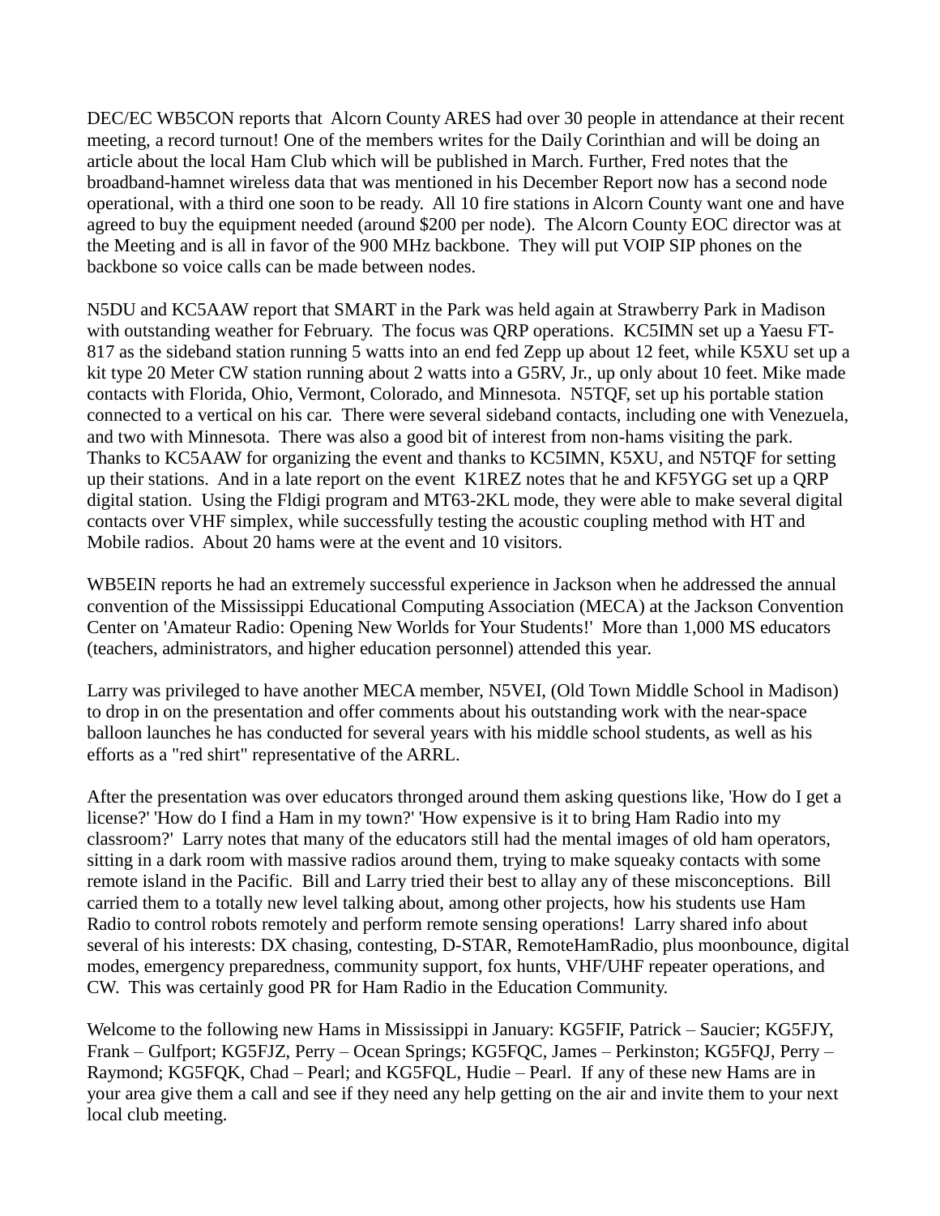DEC/EC WB5CON reports that Alcorn County ARES had over 30 people in attendance at their recent meeting, a record turnout! One of the members writes for the Daily Corinthian and will be doing an article about the local Ham Club which will be published in March. Further, Fred notes that the broadband-hamnet wireless data that was mentioned in his December Report now has a second node operational, with a third one soon to be ready. All 10 fire stations in Alcorn County want one and have agreed to buy the equipment needed (around $200 per node). The Alcorn County EOC director was at the Meeting and is all in favor of the 900 MHz backbone. They will put VOIP SIP phones on the backbone so voice calls can be made between nodes.

N5DU and KC5AAW report that SMART in the Park was held again at Strawberry Park in Madison with outstanding weather for February. The focus was QRP operations. KC5IMN set up a Yaesu FT-817 as the sideband station running 5 watts into an end fed Zepp up about 12 feet, while K5XU set up a kit type 20 Meter CW station running about 2 watts into a G5RV, Jr., up only about 10 feet. Mike made contacts with Florida, Ohio, Vermont, Colorado, and Minnesota. N5TQF, set up his portable station connected to a vertical on his car. There were several sideband contacts, including one with Venezuela, and two with Minnesota. There was also a good bit of interest from non-hams visiting the park. Thanks to KC5AAW for organizing the event and thanks to KC5IMN, K5XU, and N5TQF for setting up their stations. And in a late report on the event K1REZ notes that he and KF5YGG set up a QRP digital station. Using the Fldigi program and MT63-2KL mode, they were able to make several digital contacts over VHF simplex, while successfully testing the acoustic coupling method with HT and Mobile radios. About 20 hams were at the event and 10 visitors.

WB5EIN reports he had an extremely successful experience in Jackson when he addressed the annual convention of the Mississippi Educational Computing Association (MECA) at the Jackson Convention Center on 'Amateur Radio: Opening New Worlds for Your Students!' More than 1,000 MS educators (teachers, administrators, and higher education personnel) attended this year.

Larry was privileged to have another MECA member, N5VEI, (Old Town Middle School in Madison) to drop in on the presentation and offer comments about his outstanding work with the near-space balloon launches he has conducted for several years with his middle school students, as well as his efforts as a "red shirt" representative of the ARRL.

After the presentation was over educators thronged around them asking questions like, 'How do I get a license?' 'How do I find a Ham in my town?' 'How expensive is it to bring Ham Radio into my classroom?' Larry notes that many of the educators still had the mental images of old ham operators, sitting in a dark room with massive radios around them, trying to make squeaky contacts with some remote island in the Pacific. Bill and Larry tried their best to allay any of these misconceptions. Bill carried them to a totally new level talking about, among other projects, how his students use Ham Radio to control robots remotely and perform remote sensing operations! Larry shared info about several of his interests: DX chasing, contesting, D-STAR, RemoteHamRadio, plus moonbounce, digital modes, emergency preparedness, community support, fox hunts, VHF/UHF repeater operations, and CW. This was certainly good PR for Ham Radio in the Education Community.

Welcome to the following new Hams in Mississippi in January: KG5FIF, Patrick – Saucier; KG5FJY, Frank – Gulfport; KG5FJZ, Perry – Ocean Springs; KG5FQC, James – Perkinston; KG5FQJ, Perry – Raymond; KG5FQK, Chad – Pearl; and KG5FQL, Hudie – Pearl. If any of these new Hams are in your area give them a call and see if they need any help getting on the air and invite them to your next local club meeting.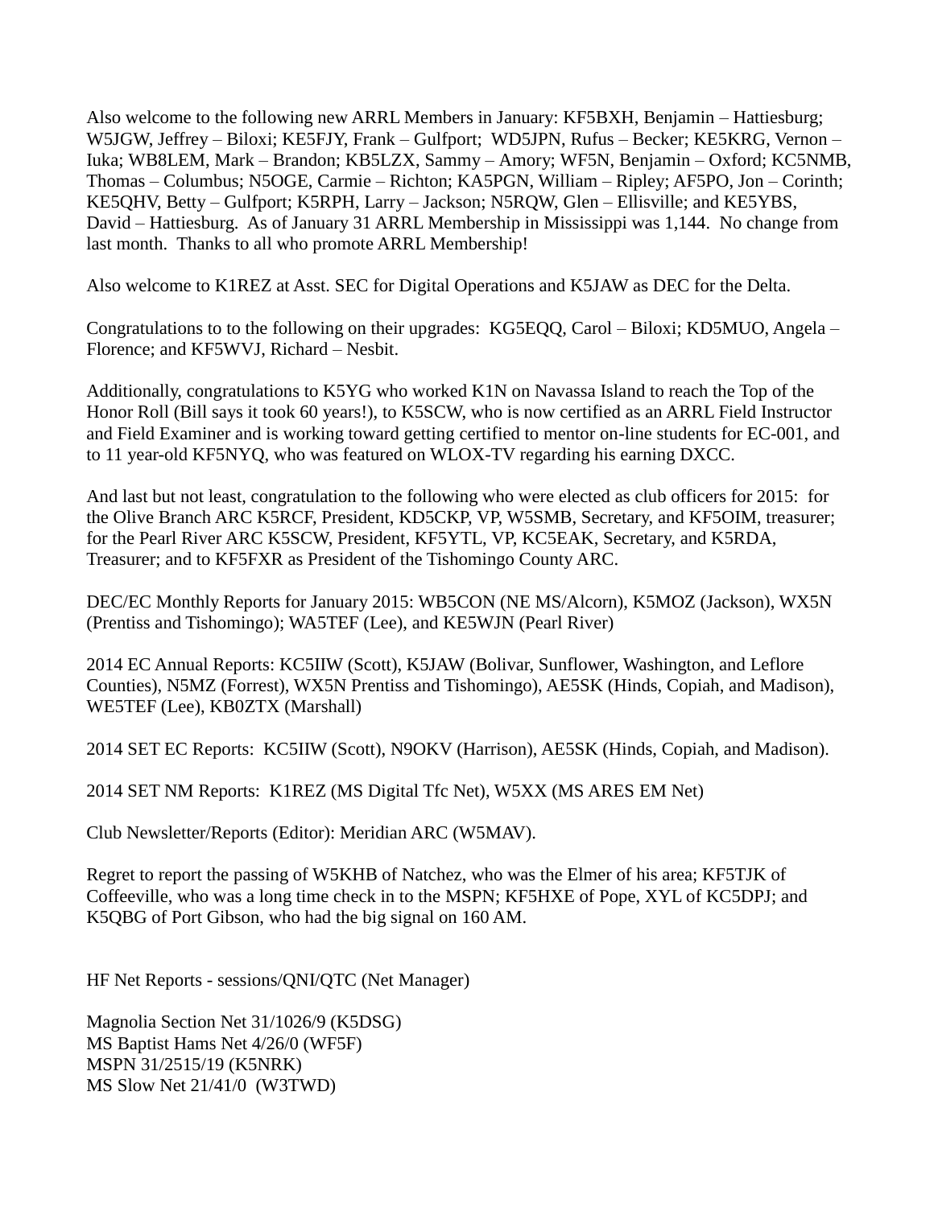Also welcome to the following new ARRL Members in January: KF5BXH, Benjamin – Hattiesburg; W5JGW, Jeffrey – Biloxi; KE5FJY, Frank – Gulfport; WD5JPN, Rufus – Becker; KE5KRG, Vernon – Iuka; WB8LEM, Mark – Brandon; KB5LZX, Sammy – Amory; WF5N, Benjamin – Oxford; KC5NMB, Thomas – Columbus; N5OGE, Carmie – Richton; KA5PGN, William – Ripley; AF5PO, Jon – Corinth; KE5QHV, Betty – Gulfport; K5RPH, Larry – Jackson; N5RQW, Glen – Ellisville; and KE5YBS, David – Hattiesburg. As of January 31 ARRL Membership in Mississippi was 1,144. No change from last month. Thanks to all who promote ARRL Membership!

Also welcome to K1REZ at Asst. SEC for Digital Operations and K5JAW as DEC for the Delta.

Congratulations to to the following on their upgrades: KG5EQQ, Carol – Biloxi; KD5MUO, Angela – Florence; and KF5WVJ, Richard – Nesbit.

Additionally, congratulations to K5YG who worked K1N on Navassa Island to reach the Top of the Honor Roll (Bill says it took 60 years!), to K5SCW, who is now certified as an ARRL Field Instructor and Field Examiner and is working toward getting certified to mentor on-line students for EC-001, and to 11 year-old KF5NYQ, who was featured on WLOX-TV regarding his earning DXCC.

And last but not least, congratulation to the following who were elected as club officers for 2015: for the Olive Branch ARC K5RCF, President, KD5CKP, VP, W5SMB, Secretary, and KF5OIM, treasurer; for the Pearl River ARC K5SCW, President, KF5YTL, VP, KC5EAK, Secretary, and K5RDA, Treasurer; and to KF5FXR as President of the Tishomingo County ARC.

DEC/EC Monthly Reports for January 2015: WB5CON (NE MS/Alcorn), K5MOZ (Jackson), WX5N (Prentiss and Tishomingo); WA5TEF (Lee), and KE5WJN (Pearl River)

2014 EC Annual Reports: KC5IIW (Scott), K5JAW (Bolivar, Sunflower, Washington, and Leflore Counties), N5MZ (Forrest), WX5N Prentiss and Tishomingo), AE5SK (Hinds, Copiah, and Madison), WE5TEF (Lee), KB0ZTX (Marshall)

2014 SET EC Reports: KC5IIW (Scott), N9OKV (Harrison), AE5SK (Hinds, Copiah, and Madison).

2014 SET NM Reports: K1REZ (MS Digital Tfc Net), W5XX (MS ARES EM Net)

Club Newsletter/Reports (Editor): Meridian ARC (W5MAV).

Regret to report the passing of W5KHB of Natchez, who was the Elmer of his area; KF5TJK of Coffeeville, who was a long time check in to the MSPN; KF5HXE of Pope, XYL of KC5DPJ; and K5QBG of Port Gibson, who had the big signal on 160 AM.

HF Net Reports - sessions/QNI/QTC (Net Manager)

Magnolia Section Net 31/1026/9 (K5DSG)
MS Baptist Hams Net 4/26/0 (WF5F)
MSPN 31/2515/19 (K5NRK)
MS Slow Net 21/41/0 (W3TWD)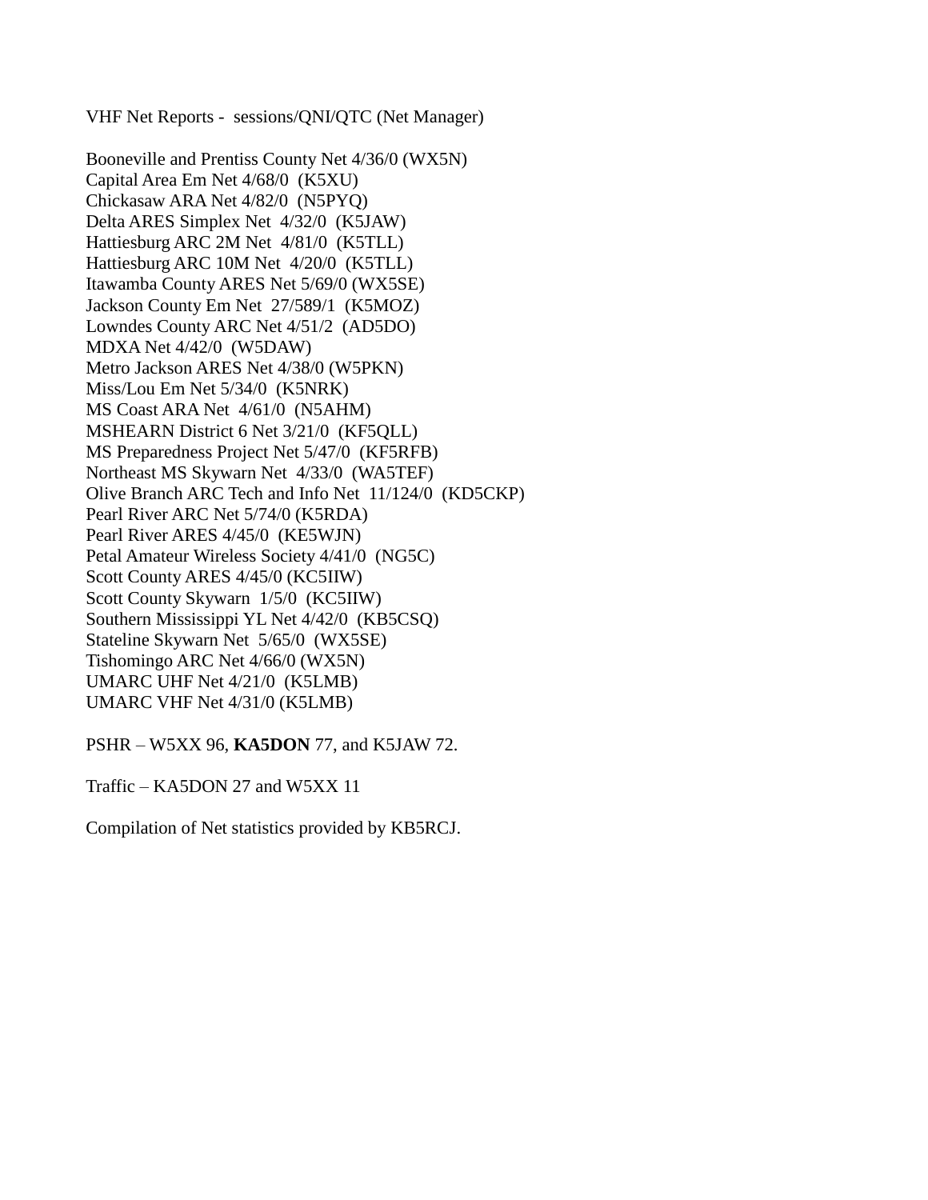VHF Net Reports - sessions/QNI/QTC (Net Manager)

Booneville and Prentiss County Net 4/36/0 (WX5N)
Capital Area Em Net 4/68/0 (K5XU)
Chickasaw ARA Net 4/82/0 (N5PYQ)
Delta ARES Simplex Net 4/32/0 (K5JAW)
Hattiesburg ARC 2M Net 4/81/0 (K5TLL)
Hattiesburg ARC 10M Net 4/20/0 (K5TLL)
Itawamba County ARES Net 5/69/0 (WX5SE)
Jackson County Em Net 27/589/1 (K5MOZ)
Lowndes County ARC Net 4/51/2 (AD5DO)
MDXA Net 4/42/0 (W5DAW)
Metro Jackson ARES Net 4/38/0 (W5PKN)
Miss/Lou Em Net 5/34/0 (K5NRK)
MS Coast ARA Net 4/61/0 (N5AHM)
MSHEARN District 6 Net 3/21/0 (KF5QLL)
MS Preparedness Project Net 5/47/0 (KF5RFB)
Northeast MS Skywarn Net 4/33/0 (WA5TEF)
Olive Branch ARC Tech and Info Net 11/124/0 (KD5CKP)
Pearl River ARC Net 5/74/0 (K5RDA)
Pearl River ARES 4/45/0 (KE5WJN)
Petal Amateur Wireless Society 4/41/0 (NG5C)
Scott County ARES 4/45/0 (KC5IIW)
Scott County Skywarn 1/5/0 (KC5IIW)
Southern Mississippi YL Net 4/42/0 (KB5CSQ)
Stateline Skywarn Net 5/65/0 (WX5SE)
Tishomingo ARC Net 4/66/0 (WX5N)
UMARC UHF Net 4/21/0 (K5LMB)
UMARC VHF Net 4/31/0 (K5LMB)

PSHR – W5XX 96, **KA5DON** 77, and K5JAW 72.

Traffic – KA5DON 27 and W5XX 11

Compilation of Net statistics provided by KB5RCJ.